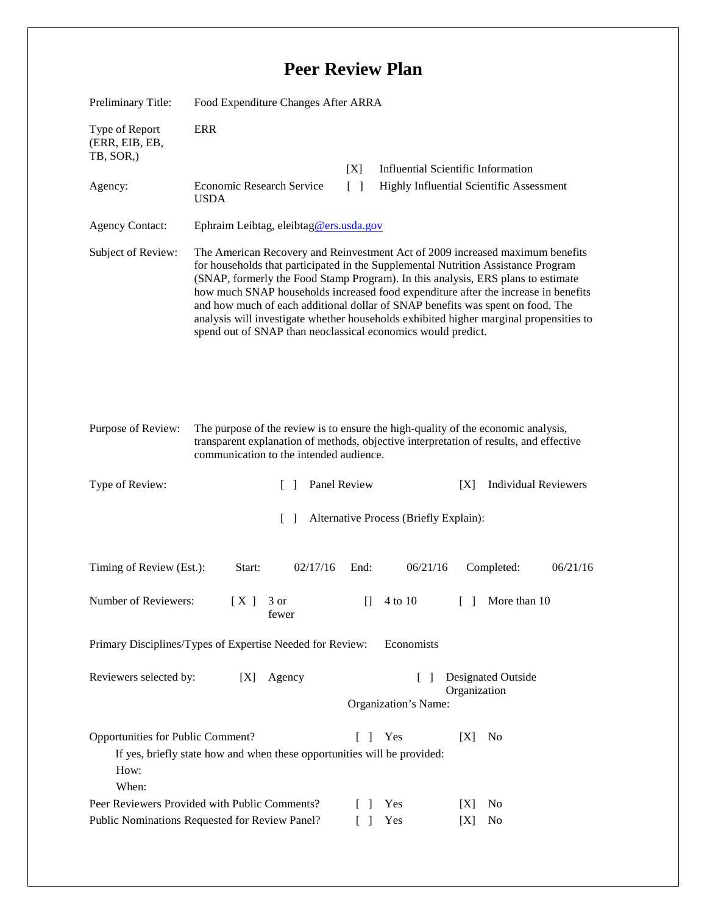# Peer Review Plan

| | |
|---|---|
| Preliminary Title: | Food Expenditure Changes After ARRA |
| Type of Report (ERR, EIB, EB, TB, SOR,) | ERR |
| Agency: | Economic Research Service USDA |
| | [X] Influential Scientific Information |
| | [ ] Highly Influential Scientific Assessment |
| Agency Contact: | Ephraim Leibtag, eleibtag@ers.usda.gov |
| Subject of Review: | The American Recovery and Reinvestment Act of 2009 increased maximum benefits for households that participated in the Supplemental Nutrition Assistance Program (SNAP, formerly the Food Stamp Program). In this analysis, ERS plans to estimate how much SNAP households increased food expenditure after the increase in benefits and how much of each additional dollar of SNAP benefits was spent on food. The analysis will investigate whether households exhibited higher marginal propensities to spend out of SNAP than neoclassical economics would predict. |
| Purpose of Review: | The purpose of the review is to ensure the high-quality of the economic analysis, transparent explanation of methods, objective interpretation of results, and effective communication to the intended audience. |

Type of Review: [ ] Panel Review [X] Individual Reviewers

[ ] Alternative Process (Briefly Explain):

Timing of Review (Est.): Start: 02/17/16 End: 06/21/16 Completed: 06/21/16

Number of Reviewers: [ X ] 3 or fewer [] 4 to 10 [ ] More than 10

Primary Disciplines/Types of Expertise Needed for Review: Economists

Reviewers selected by: [X] Agency [ ] Designated Outside Organization

Organization's Name:

Opportunities for Public Comment? [ ] Yes [X] No

If yes, briefly state how and when these opportunities will be provided:

How:

When:

Peer Reviewers Provided with Public Comments? [ ] Yes [X] No

Public Nominations Requested for Review Panel? [ ] Yes [X] No